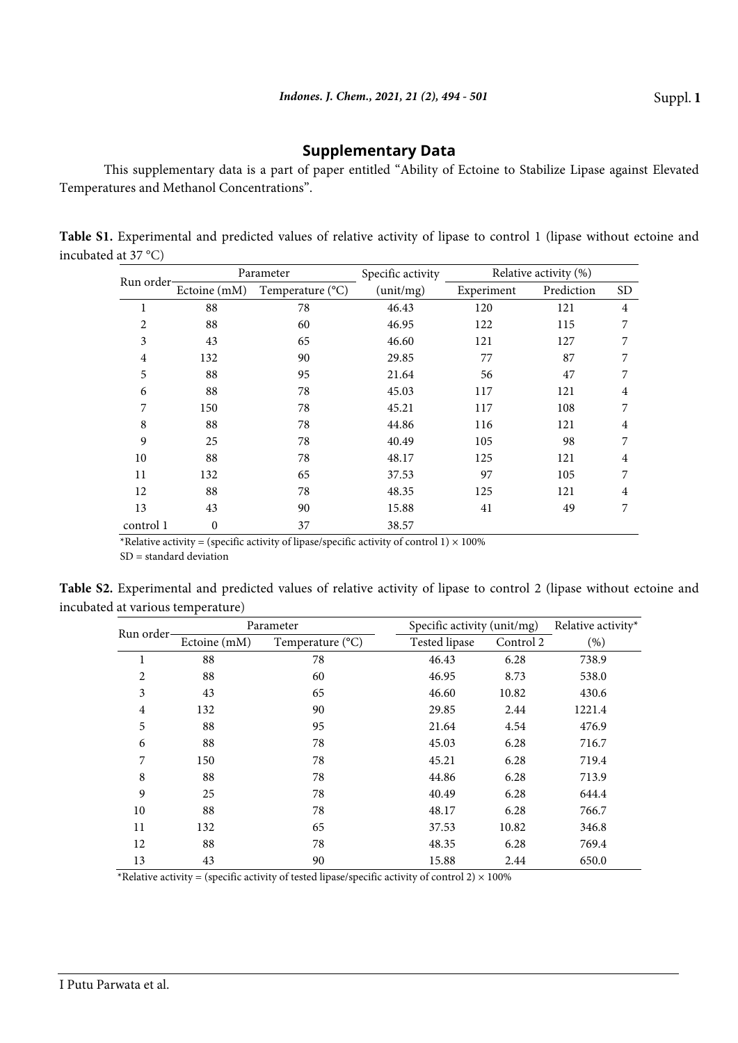## Supplementary Data

This supplementary data is a part of paper entitled "Ability of Ectoine to Stabilize Lipase against Elevated Temperatures and Methanol Concentrations".

**Table S1.** Experimental and predicted values of relative activity of lipase to control 1 (lipase without ectoine and incubated at 37 °C)

| Run order | Parameter | | Specific activity | Relative activity (%) | | |
|---|---|---|---|---|---|---|
| | Ectoine (mM) | Temperature (°C) | (unit/mg) | Experiment | Prediction | SD |
| 1 | 88 | 78 | 46.43 | 120 | 121 | 4 |
| 2 | 88 | 60 | 46.95 | 122 | 115 | 7 |
| 3 | 43 | 65 | 46.60 | 121 | 127 | 7 |
| 4 | 132 | 90 | 29.85 | 77 | 87 | 7 |
| 5 | 88 | 95 | 21.64 | 56 | 47 | 7 |
| 6 | 88 | 78 | 45.03 | 117 | 121 | 4 |
| 7 | 150 | 78 | 45.21 | 117 | 108 | 7 |
| 8 | 88 | 78 | 44.86 | 116 | 121 | 4 |
| 9 | 25 | 78 | 40.49 | 105 | 98 | 7 |
| 10 | 88 | 78 | 48.17 | 125 | 121 | 4 |
| 11 | 132 | 65 | 37.53 | 97 | 105 | 7 |
| 12 | 88 | 78 | 48.35 | 125 | 121 | 4 |
| 13 | 43 | 90 | 15.88 | 41 | 49 | 7 |
| control 1 | 0 | 37 | 38.57 | | | |

*Relative activity = (specific activity of lipase/specific activity of control 1) × 100%

SD = standard deviation

**Table S2.** Experimental and predicted values of relative activity of lipase to control 2 (lipase without ectoine and incubated at various temperature)

| Run order | Parameter | | Specific activity (unit/mg) | | Relative activity* |
|---|---|---|---|---|---|
| | Ectoine (mM) | Temperature (°C) | Tested lipase | Control 2 | (%) |
| 1 | 88 | 78 | 46.43 | 6.28 | 738.9 |
| 2 | 88 | 60 | 46.95 | 8.73 | 538.0 |
| 3 | 43 | 65 | 46.60 | 10.82 | 430.6 |
| 4 | 132 | 90 | 29.85 | 2.44 | 1221.4 |
| 5 | 88 | 95 | 21.64 | 4.54 | 476.9 |
| 6 | 88 | 78 | 45.03 | 6.28 | 716.7 |
| 7 | 150 | 78 | 45.21 | 6.28 | 719.4 |
| 8 | 88 | 78 | 44.86 | 6.28 | 713.9 |
| 9 | 25 | 78 | 40.49 | 6.28 | 644.4 |
| 10 | 88 | 78 | 48.17 | 6.28 | 766.7 |
| 11 | 132 | 65 | 37.53 | 10.82 | 346.8 |
| 12 | 88 | 78 | 48.35 | 6.28 | 769.4 |
| 13 | 43 | 90 | 15.88 | 2.44 | 650.0 |

*Relative activity = (specific activity of tested lipase/specific activity of control 2) × 100%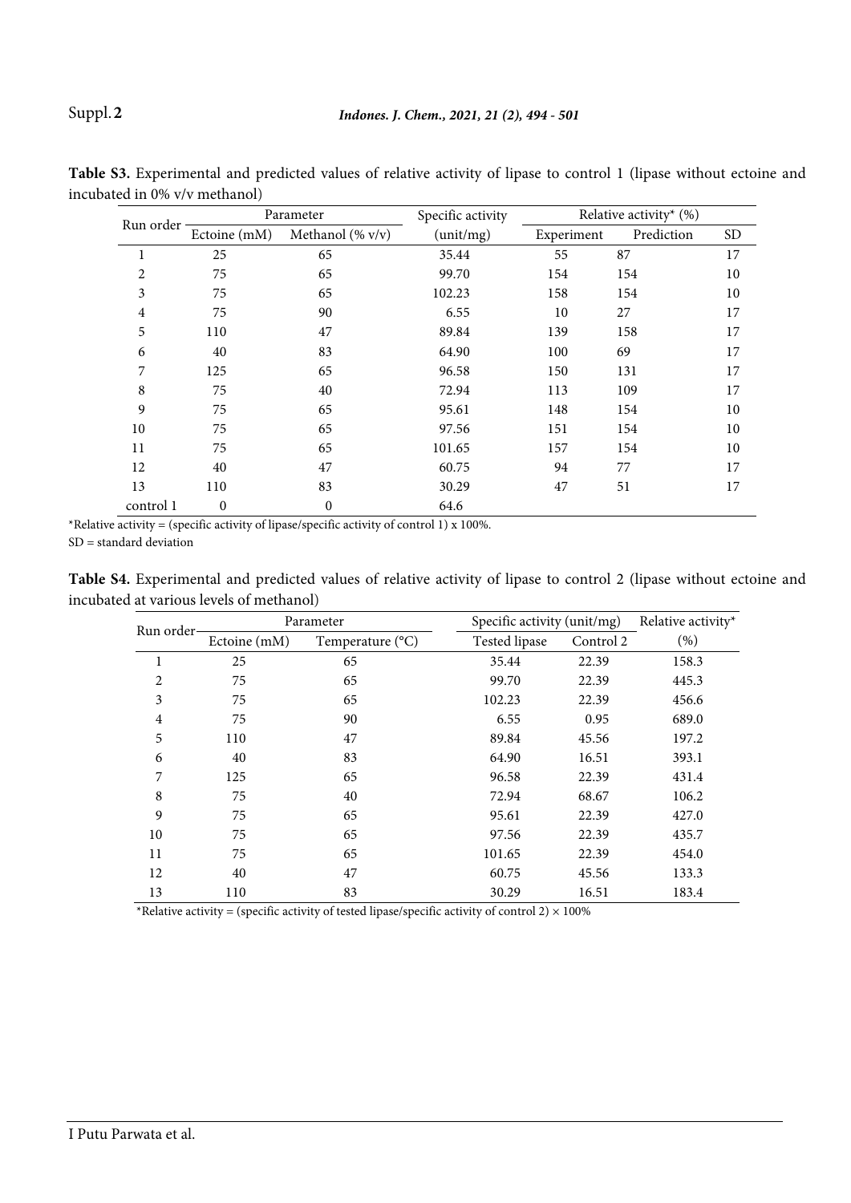**Table S3.** Experimental and predicted values of relative activity of lipase to control 1 (lipase without ectoine and incubated in 0% v/v methanol)

| Run order | Parameter | | Specific activity | Relative activity* (%) | | |
|---|---|---|---|---|---|---|
| | Ectoine (mM) | Methanol (% v/v) | (unit/mg) | Experiment | Prediction | SD |
| 1 | 25 | 65 | 35.44 | 55 | 87 | 17 |
| 2 | 75 | 65 | 99.70 | 154 | 154 | 10 |
| 3 | 75 | 65 | 102.23 | 158 | 154 | 10 |
| 4 | 75 | 90 | 6.55 | 10 | 27 | 17 |
| 5 | 110 | 47 | 89.84 | 139 | 158 | 17 |
| 6 | 40 | 83 | 64.90 | 100 | 69 | 17 |
| 7 | 125 | 65 | 96.58 | 150 | 131 | 17 |
| 8 | 75 | 40 | 72.94 | 113 | 109 | 17 |
| 9 | 75 | 65 | 95.61 | 148 | 154 | 10 |
| 10 | 75 | 65 | 97.56 | 151 | 154 | 10 |
| 11 | 75 | 65 | 101.65 | 157 | 154 | 10 |
| 12 | 40 | 47 | 60.75 | 94 | 77 | 17 |
| 13 | 110 | 83 | 30.29 | 47 | 51 | 17 |
| control 1 | 0 | 0 | 64.6 | | | |

*Relative activity = (specific activity of lipase/specific activity of control 1) x 100%.

SD = standard deviation

**Table S4.** Experimental and predicted values of relative activity of lipase to control 2 (lipase without ectoine and incubated at various levels of methanol)

| Run order | Parameter | | Specific activity (unit/mg) | | Relative activity* |
|---|---|---|---|---|---|
| | Ectoine (mM) | Temperature (°C) | Tested lipase | Control 2 | (%) |
| 1 | 25 | 65 | 35.44 | 22.39 | 158.3 |
| 2 | 75 | 65 | 99.70 | 22.39 | 445.3 |
| 3 | 75 | 65 | 102.23 | 22.39 | 456.6 |
| 4 | 75 | 90 | 6.55 | 0.95 | 689.0 |
| 5 | 110 | 47 | 89.84 | 45.56 | 197.2 |
| 6 | 40 | 83 | 64.90 | 16.51 | 393.1 |
| 7 | 125 | 65 | 96.58 | 22.39 | 431.4 |
| 8 | 75 | 40 | 72.94 | 68.67 | 106.2 |
| 9 | 75 | 65 | 95.61 | 22.39 | 427.0 |
| 10 | 75 | 65 | 97.56 | 22.39 | 435.7 |
| 11 | 75 | 65 | 101.65 | 22.39 | 454.0 |
| 12 | 40 | 47 | 60.75 | 45.56 | 133.3 |
| 13 | 110 | 83 | 30.29 | 16.51 | 183.4 |

*Relative activity = (specific activity of tested lipase/specific activity of control 2) × 100%